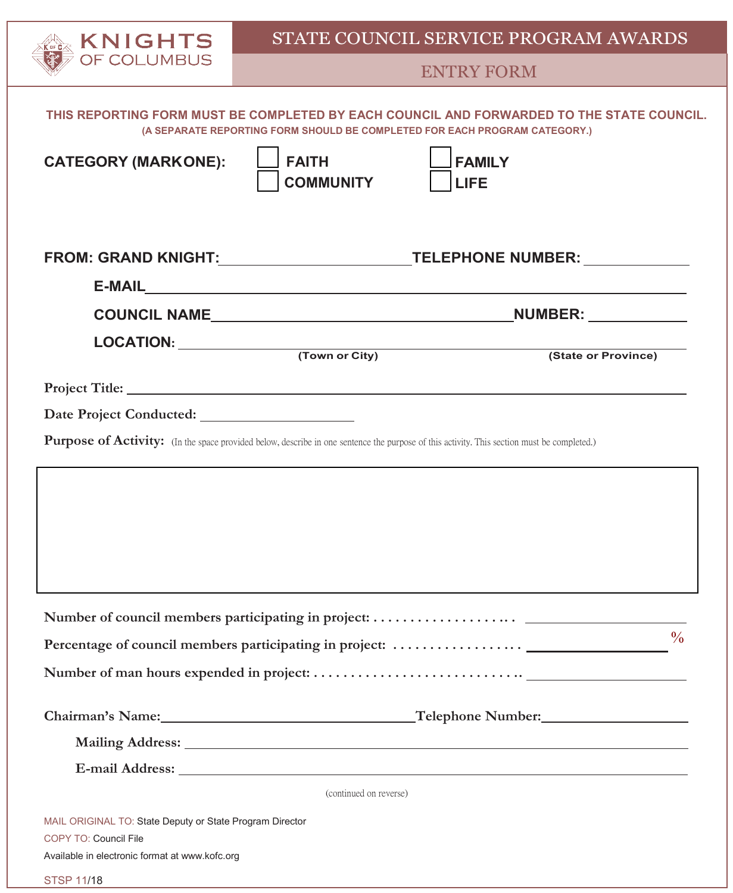**KNIGHTS OF COLUMBUS**

# STATE COUNCIL SERVICE PROGRAM AWARDS

## ENTRY FORM

**THIS REPORTING FORM MUST BE COMPLETED BY EACH COUNCIL AND FORWARDED TO THE STATE COUNCIL.**
**(A SEPARATE REPORTING FORM SHOULD BE COMPLETED FOR EACH PROGRAM CATEGORY.)**

**CATEGORY (MARKONE):**

- ☐ **FAITH**
- ☐ **FAMILY**
- ☐ **COMMUNITY**
- ☐ **LIFE**

**FROM: GRAND KNIGHT:**\_\_\_\_\_\_\_\_\_\_\_\_\_\_\_\_\_\_\_\_ **TELEPHONE NUMBER:** \_\_\_\_\_\_\_\_\_\_\_\_

**E-MAIL**\_\_\_\_\_\_\_\_\_\_\_\_\_\_\_\_\_\_\_\_\_\_\_\_\_\_\_\_\_\_\_\_\_\_\_\_\_\_\_\_

**COUNCIL NAME**\_\_\_\_\_\_\_\_\_\_\_\_\_\_\_\_\_\_\_\_\_\_\_\_\_\_\_\_ **NUMBER:** \_\_\_\_\_\_\_\_\_\_

**LOCATION:** \_\_\_\_\_\_\_\_\_\_\_\_\_\_\_\_\_\_\_\_\_\_\_\_\_\_\_\_\_\_\_\_\_\_\_\_\_\_\_\_
**(Town or City)** **(State or Province)**

**Project Title:** \_\_\_\_\_\_\_\_\_\_\_\_\_\_\_\_\_\_\_\_\_\_\_\_\_\_\_\_\_\_\_\_\_\_\_\_\_\_\_\_

**Date Project Conducted:** \_\_\_\_\_\_\_\_\_\_\_\_\_\_\_\_\_\_\_\_

**Purpose of Activity:** (In the space provided below, describe in one sentence the purpose of this activity. This section must be completed.)

**Number of council members participating in project:** . . . . . . . . . . . . . . . . . . . . . \_\_\_\_\_\_\_\_\_\_\_\_\_\_\_\_

**Percentage of council members participating in project:** . . . . . . . . . . . . . . . . . . \_\_\_\_\_\_\_\_\_\_\_\_\_\_\_\_ %

**Number of man hours expended in project:** . . . . . . . . . . . . . . . . . . . . . . . . . . . . \_\_\_\_\_\_\_\_\_\_\_\_\_\_\_\_

**Chairman's Name:**\_\_\_\_\_\_\_\_\_\_\_\_\_\_\_\_\_\_\_\_\_\_\_\_ **Telephone Number:**\_\_\_\_\_\_\_\_\_\_\_\_\_\_\_\_

**Mailing Address:** \_\_\_\_\_\_\_\_\_\_\_\_\_\_\_\_\_\_\_\_\_\_\_\_\_\_\_\_\_\_\_\_\_\_\_\_\_\_\_\_

**E-mail Address:** \_\_\_\_\_\_\_\_\_\_\_\_\_\_\_\_\_\_\_\_\_\_\_\_\_\_\_\_\_\_\_\_\_\_\_\_\_\_\_\_

(continued on reverse)

MAIL ORIGINAL TO: State Deputy or State Program Director

COPY TO: Council File

Available in electronic format at www.kofc.org

STSP 11/18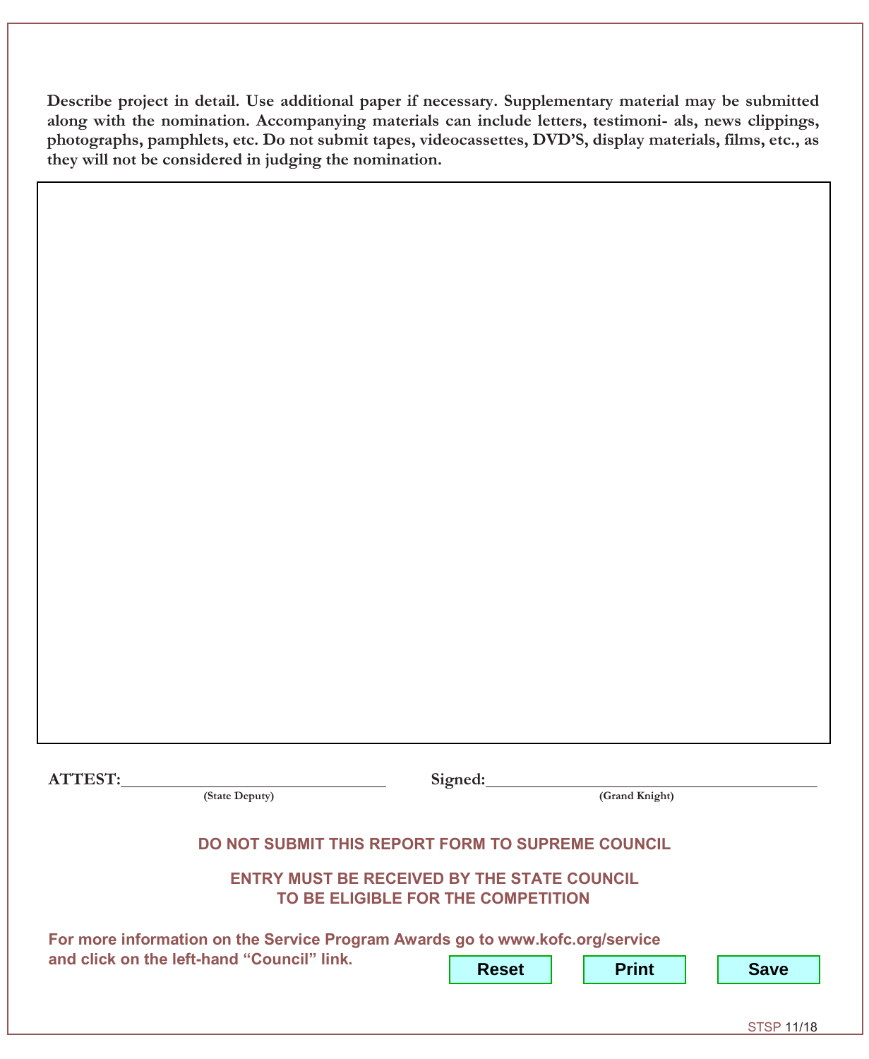**Describe project in detail. Use additional paper if necessary. Supplementary material may be submitted along with the nomination. Accompanying materials can include letters, testimoni- als, news clippings, photographs, pamphlets, etc. Do not submit tapes, videocassettes, DVD'S, display materials, films, etc., as they will not be considered in judging the nomination.**

**ATTEST:**\_\_\_\_\_\_\_\_\_\_\_\_\_\_\_\_\_\_\_\_\_\_\_\_\_\_\_\_\_\_
**(State Deputy)**

**Signed:**\_\_\_\_\_\_\_\_\_\_\_\_\_\_\_\_\_\_\_\_\_\_\_\_\_\_\_\_\_\_
**(Grand Knight)**

**DO NOT SUBMIT THIS REPORT FORM TO SUPREME COUNCIL**

**ENTRY MUST BE RECEIVED BY THE STATE COUNCIL TO BE ELIGIBLE FOR THE COMPETITION**

**For more information on the Service Program Awards go to www.kofc.org/service and click on the left-hand "Council" link.**

Reset | Print | Save

STSP 11/18